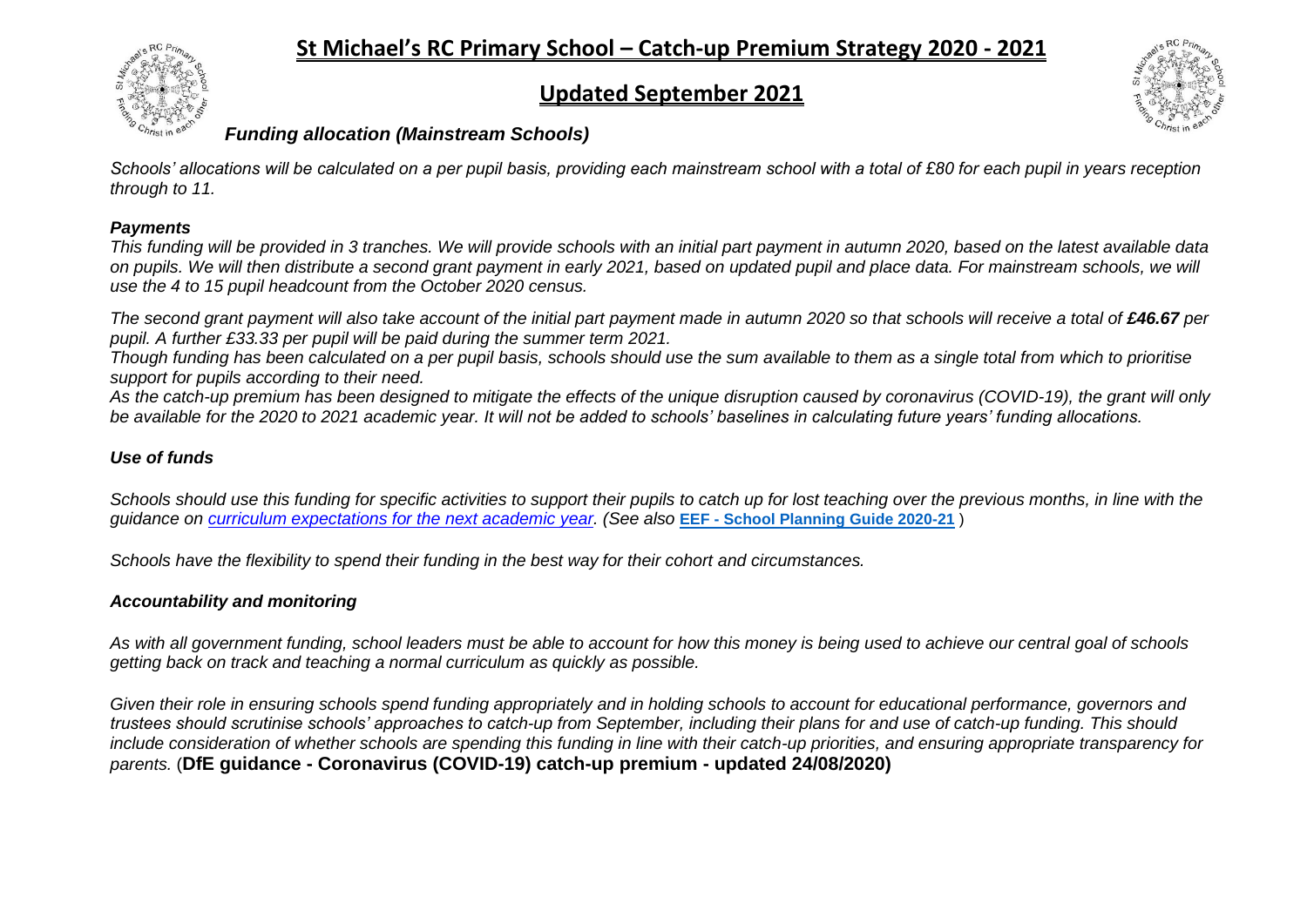# St Michael's RC Primary School – Catch-up Premium Strategy 2020 - 2021

## Updated September 2021

### *Funding allocation (Mainstream Schools)*

*Schools' allocations will be calculated on a per pupil basis, providing each mainstream school with a total of £80 for each pupil in years reception through to 11.*

### *Payments*

*This funding will be provided in 3 tranches. We will provide schools with an initial part payment in autumn 2020, based on the latest available data on pupils. We will then distribute a second grant payment in early 2021, based on updated pupil and place data. For mainstream schools, we will use the 4 to 15 pupil headcount from the October 2020 census.*

*The second grant payment will also take account of the initial part payment made in autumn 2020 so that schools will receive a total of **£46.67** per pupil. A further £33.33 per pupil will be paid during the summer term 2021.*

*Though funding has been calculated on a per pupil basis, schools should use the sum available to them as a single total from which to prioritise support for pupils according to their need.*

*As the catch-up premium has been designed to mitigate the effects of the unique disruption caused by coronavirus (COVID-19), the grant will only be available for the 2020 to 2021 academic year. It will not be added to schools' baselines in calculating future years' funding allocations.*

### *Use of funds*

*Schools should use this funding for specific activities to support their pupils to catch up for lost teaching over the previous months, in line with the guidance on curriculum expectations for the next academic year. (See also* **EEF - School Planning Guide 2020-21** *)*

*Schools have the flexibility to spend their funding in the best way for their cohort and circumstances.*

### *Accountability and monitoring*

*As with all government funding, school leaders must be able to account for how this money is being used to achieve our central goal of schools getting back on track and teaching a normal curriculum as quickly as possible.*

*Given their role in ensuring schools spend funding appropriately and in holding schools to account for educational performance, governors and trustees should scrutinise schools' approaches to catch-up from September, including their plans for and use of catch-up funding. This should include consideration of whether schools are spending this funding in line with their catch-up priorities, and ensuring appropriate transparency for parents.* (**DfE guidance - Coronavirus (COVID-19) catch-up premium - updated 24/08/2020)**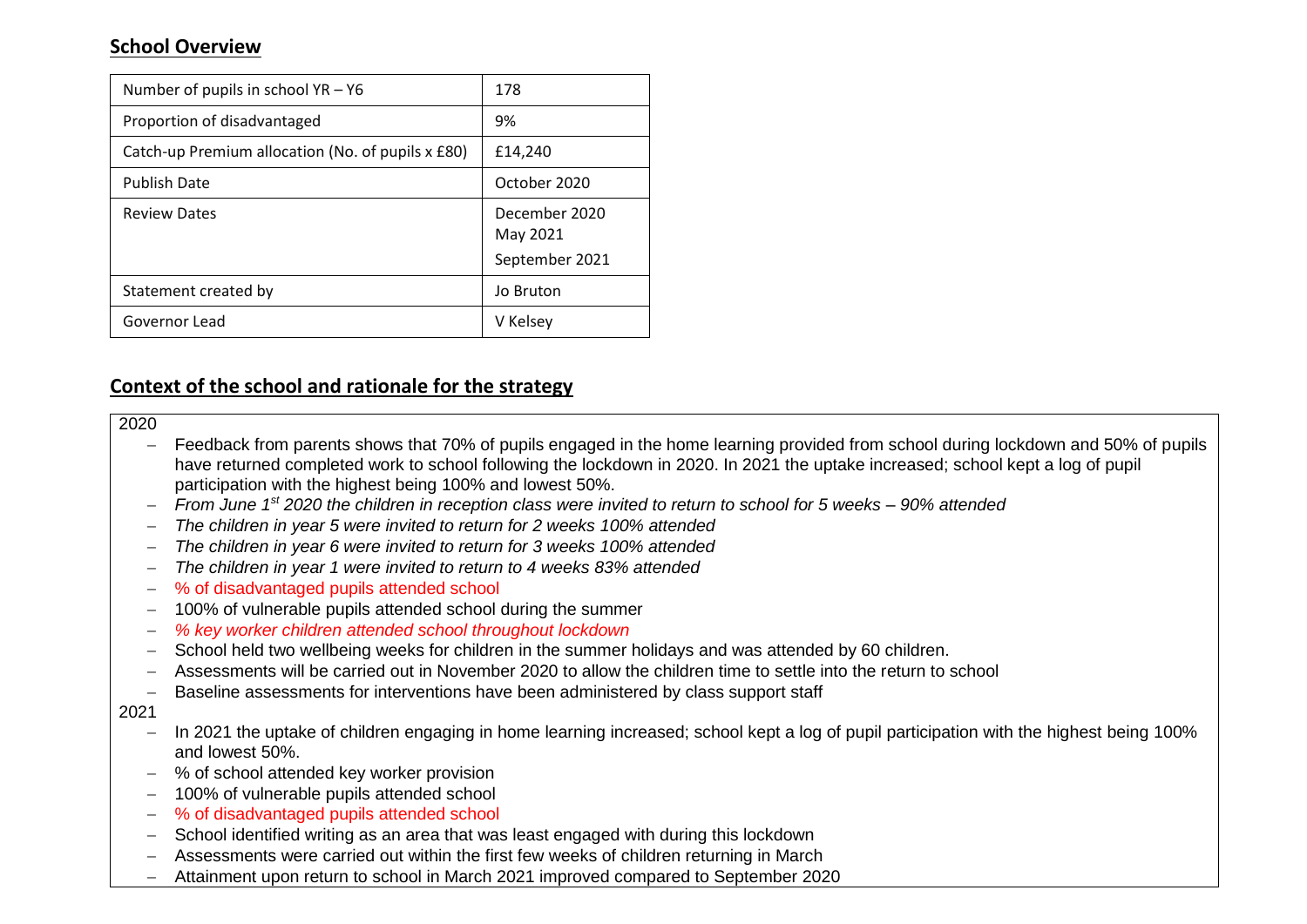## **School Overview**

| Number of pupils in school YR – Y6 | 178 |
|---|---|
| Proportion of disadvantaged | 9% |
| Catch-up Premium allocation (No. of pupils x £80) | £14,240 |
| Publish Date | October 2020 |
| Review Dates | December 2020<br>May 2021<br>September 2021 |
| Statement created by | Jo Bruton |
| Governor Lead | V Kelsey |

## **Context of the school and rationale for the strategy**

2020

- Feedback from parents shows that 70% of pupils engaged in the home learning provided from school during lockdown and 50% of pupils have returned completed work to school following the lockdown in 2020. In 2021 the uptake increased; school kept a log of pupil participation with the highest being 100% and lowest 50%.
- *From June 1st 2020 the children in reception class were invited to return to school for 5 weeks – 90% attended*
- *The children in year 5 were invited to return for 2 weeks 100% attended*
- *The children in year 6 were invited to return for 3 weeks 100% attended*
- *The children in year 1 were invited to return to 4 weeks 83% attended*
- % of disadvantaged pupils attended school
- 100% of vulnerable pupils attended school during the summer
- *% key worker children attended school throughout lockdown*
- School held two wellbeing weeks for children in the summer holidays and was attended by 60 children.
- Assessments will be carried out in November 2020 to allow the children time to settle into the return to school
- Baseline assessments for interventions have been administered by class support staff

2021

- In 2021 the uptake of children engaging in home learning increased; school kept a log of pupil participation with the highest being 100% and lowest 50%.
- % of school attended key worker provision
- 100% of vulnerable pupils attended school
- % of disadvantaged pupils attended school
- School identified writing as an area that was least engaged with during this lockdown
- Assessments were carried out within the first few weeks of children returning in March
- Attainment upon return to school in March 2021 improved compared to September 2020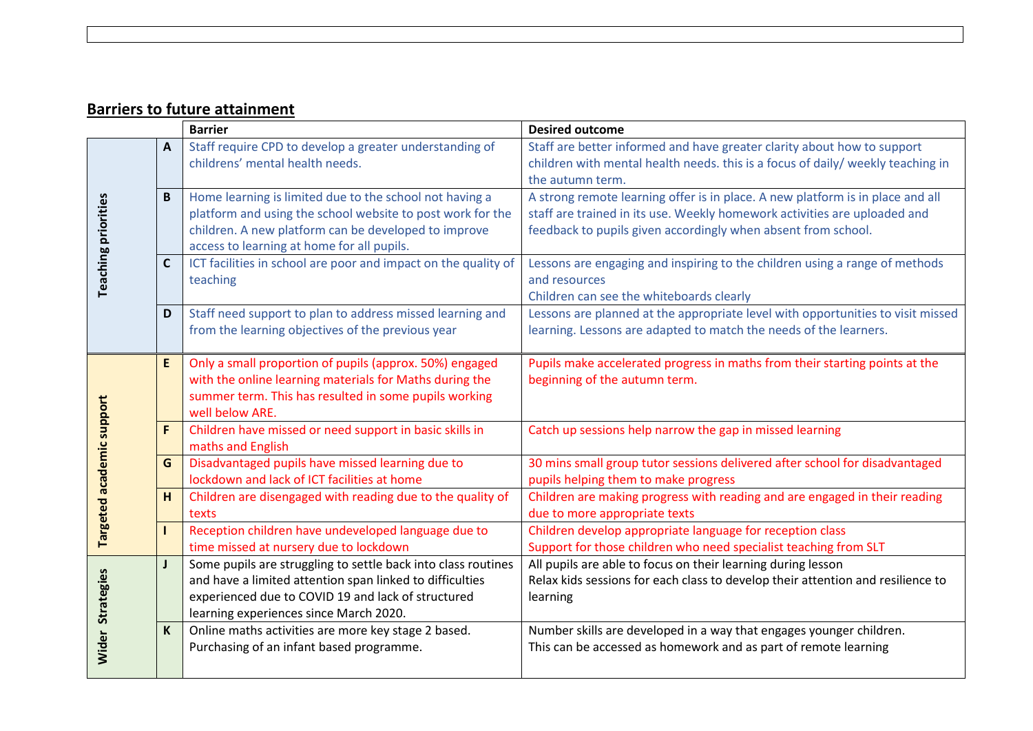## Barriers to future attainment

| | | Barrier | Desired outcome |
|---|---|---|---|
| Teaching priorities | A | Staff require CPD to develop a greater understanding of childrens' mental health needs. | Staff are better informed and have greater clarity about how to support children with mental health needs. this is a focus of daily/ weekly teaching in the autumn term. |
| | B | Home learning is limited due to the school not having a platform and using the school website to post work for the children. A new platform can be developed to improve access to learning at home for all pupils. | A strong remote learning offer is in place. A new platform is in place and all staff are trained in its use. Weekly homework activities are uploaded and feedback to pupils given accordingly when absent from school. |
| | C | ICT facilities in school are poor and impact on the quality of teaching | Lessons are engaging and inspiring to the children using a range of methods and resources<br>Children can see the whiteboards clearly |
| | D | Staff need support to plan to address missed learning and from the learning objectives of the previous year | Lessons are planned at the appropriate level with opportunities to visit missed learning. Lessons are adapted to match the needs of the learners. |
| Targeted academic support | E | Only a small proportion of pupils (approx. 50%) engaged with the online learning materials for Maths during the summer term. This has resulted in some pupils working well below ARE. | Pupils make accelerated progress in maths from their starting points at the beginning of the autumn term. |
| | F | Children have missed or need support in basic skills in maths and English | Catch up sessions help narrow the gap in missed learning |
| | G | Disadvantaged pupils have missed learning due to lockdown and lack of ICT facilities at home | 30 mins small group tutor sessions delivered after school for disadvantaged pupils helping them to make progress |
| | H | Children are disengaged with reading due to the quality of texts | Children are making progress with reading and are engaged in their reading due to more appropriate texts |
| | I | Reception children have undeveloped language due to time missed at nursery due to lockdown | Children develop appropriate language for reception class<br>Support for those children who need specialist teaching from SLT |
| Wider Strategies | J | Some pupils are struggling to settle back into class routines and have a limited attention span linked to difficulties experienced due to COVID 19 and lack of structured learning experiences since March 2020. | All pupils are able to focus on their learning during lesson<br>Relax kids sessions for each class to develop their attention and resilience to learning |
| | K | Online maths activities are more key stage 2 based. Purchasing of an infant based programme. | Number skills are developed in a way that engages younger children.<br>This can be accessed as homework and as part of remote learning |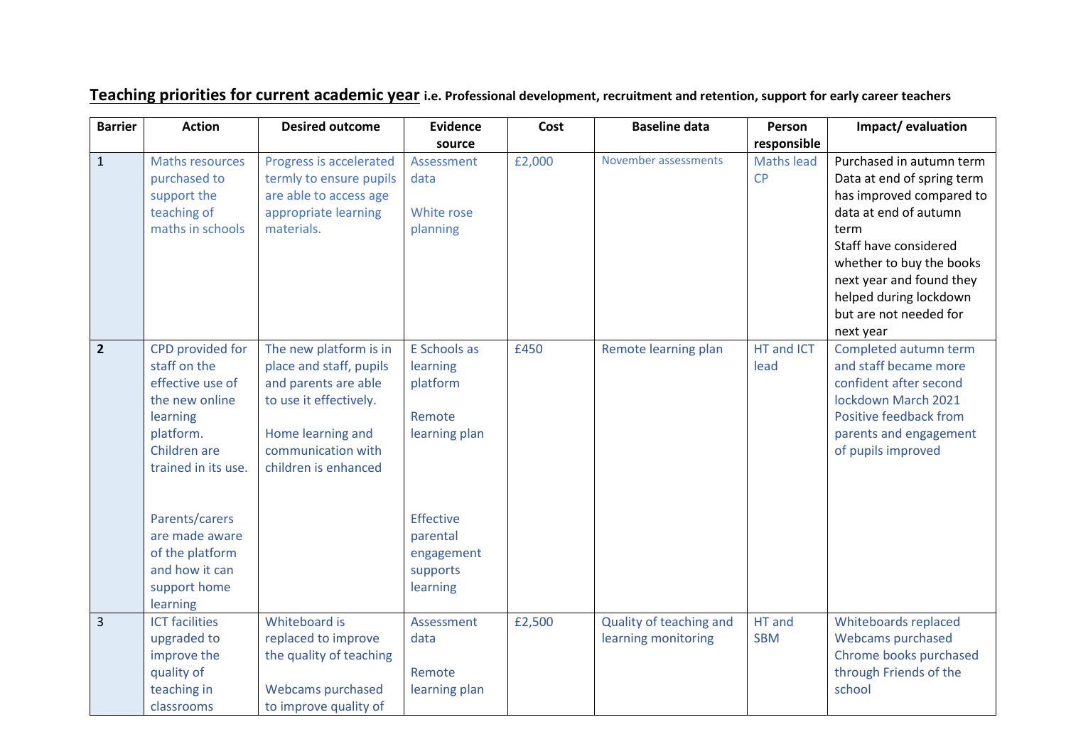## Teaching priorities for current academic year **i.e. Professional development, recruitment and retention, support for early career teachers**

| Barrier | Action | Desired outcome | Evidence source | Cost | Baseline data | Person responsible | Impact/ evaluation |
|---|---|---|---|---|---|---|---|
| 1 | Maths resources purchased to support the teaching of maths in schools | Progress is accelerated termly to ensure pupils are able to access age appropriate learning materials. | Assessment data<br><br>White rose planning | £2,000 | November assessments | Maths lead CP | Purchased in autumn term<br>Data at end of spring term has improved compared to data at end of autumn term<br>Staff have considered whether to buy the books next year and found they helped during lockdown but are not needed for next year |
| **2** | CPD provided for staff on the effective use of the new online learning platform. Children are trained in its use.<br><br>Parents/carers are made aware of the platform and how it can support home learning | The new platform is in place and staff, pupils and parents are able to use it effectively.<br><br>Home learning and communication with children is enhanced | E Schools as learning platform<br><br>Remote learning plan<br><br>Effective parental engagement supports learning | £450 | Remote learning plan | HT and ICT lead | Completed autumn term and staff became more confident after second lockdown March 2021<br>Positive feedback from parents and engagement of pupils improved |
| 3 | ICT facilities upgraded to improve the quality of teaching in classrooms | Whiteboard is replaced to improve the quality of teaching<br><br>Webcams purchased to improve quality of | Assessment data<br><br>Remote learning plan | £2,500 | Quality of teaching and learning monitoring | HT and SBM | Whiteboards replaced<br>Webcams purchased<br>Chrome books purchased through Friends of the school |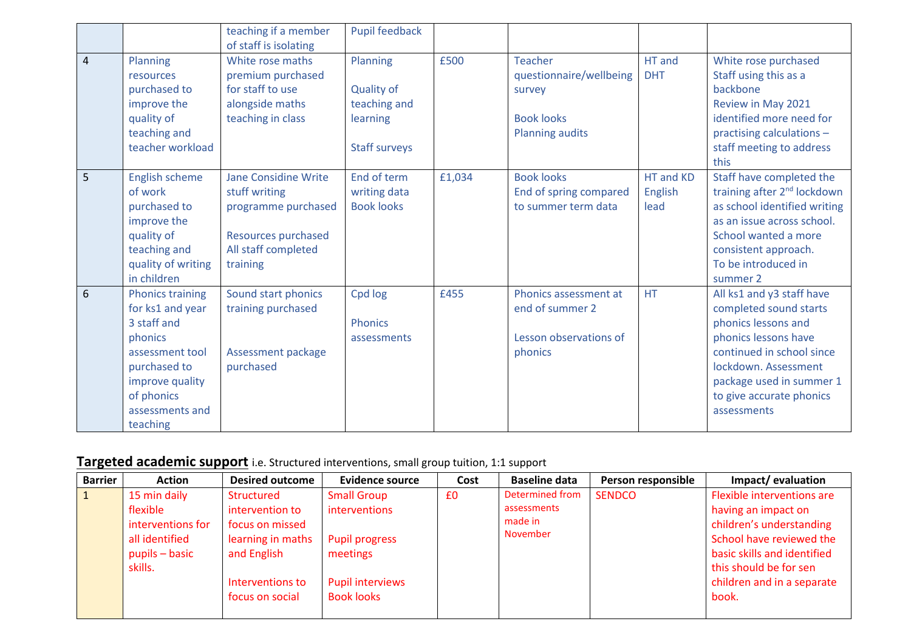| | | | | | | | |
|---|---|---|---|---|---|---|---|
| | | teaching if a member of staff is isolating | Pupil feedback | | | | |
| 4 | Planning resources purchased to improve the quality of teaching and teacher workload | White rose maths premium purchased for staff to use alongside maths teaching in class | Planning<br><br>Quality of teaching and learning<br><br>Staff surveys | £500 | Teacher questionnaire/wellbeing survey<br><br>Book looks<br>Planning audits | HT and DHT | White rose purchased<br>Staff using this as a backbone<br>Review in May 2021 identified more need for practising calculations – staff meeting to address this |
| 5 | English scheme of work purchased to improve the quality of teaching and quality of writing in children | Jane Considine Write stuff writing programme purchased<br><br>Resources purchased<br>All staff completed training | End of term writing data<br>Book looks | £1,034 | Book looks<br>End of spring compared to summer term data | HT and KD English lead | Staff have completed the training after 2nd lockdown as school identified writing as an issue across school. School wanted a more consistent approach.<br>To be introduced in summer 2 |
| 6 | Phonics training for ks1 and year 3 staff and phonics assessment tool purchased to improve quality of phonics assessments and teaching | Sound start phonics training purchased<br><br><br>Assessment package purchased | Cpd log<br><br>Phonics assessments | £455 | Phonics assessment at end of summer 2<br><br>Lesson observations of phonics | HT | All ks1 and y3 staff have completed sound starts phonics lessons and phonics lessons have continued in school since lockdown. Assessment package used in summer 1 to give accurate phonics assessments |

**Targeted academic support** i.e. Structured interventions, small group tuition, 1:1 support

| Barrier | Action | Desired outcome | Evidence source | Cost | Baseline data | Person responsible | Impact/ evaluation |
|---|---|---|---|---|---|---|---|
| 1 | 15 min daily flexible interventions for all identified pupils – basic skills. | Structured intervention to focus on missed learning in maths and English<br><br>Interventions to focus on social | Small Group interventions<br><br>Pupil progress meetings<br><br>Pupil interviews<br>Book looks | £0 | Determined from assessments made in November | SENDCO | Flexible interventions are having an impact on children's understanding<br>School have reviewed the basic skills and identified this should be for sen children and in a separate book. |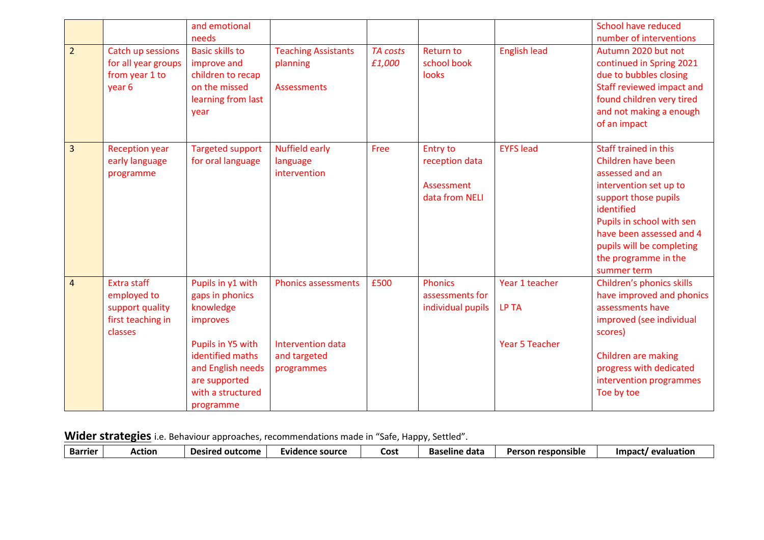| | | and emotional needs | | | | | School have reduced number of interventions |
|---|---|---|---|---|---|---|---|
| 2 | Catch up sessions for all year groups from year 1 to year 6 | Basic skills to improve and children to recap on the missed learning from last year | Teaching Assistants planning<br><br>Assessments | *TA costs £1,000* | Return to school book looks | English lead | Autumn 2020 but not continued in Spring 2021 due to bubbles closing<br>Staff reviewed impact and found children very tired and not making a enough of an impact |
| 3 | Reception year early language programme | Targeted support for oral language | Nuffield early language intervention | Free | Entry to reception data<br><br>Assessment data from NELI | EYFS lead | Staff trained in this<br>Children have been assessed and an intervention set up to support those pupils identified<br>Pupils in school with sen have been assessed and 4 pupils will be completing the programme in the summer term |
| 4 | Extra staff employed to support quality first teaching in classes | Pupils in y1 with gaps in phonics knowledge improves<br><br>Pupils in Y5 with identified maths and English needs are supported with a structured programme | Phonics assessments<br><br>Intervention data and targeted programmes | £500 | Phonics assessments for individual pupils | Year 1 teacher<br><br>LP TA<br><br>Year 5 Teacher | Children's phonics skills have improved and phonics assessments have improved (see individual scores)<br><br>Children are making progress with dedicated intervention programmes Toe by toe |

**Wider strategies** i.e. Behaviour approaches, recommendations made in "Safe, Happy, Settled".

| Barrier | Action | Desired outcome | Evidence source | Cost | Baseline data | Person responsible | Impact/ evaluation |
|---|---|---|---|---|---|---|---|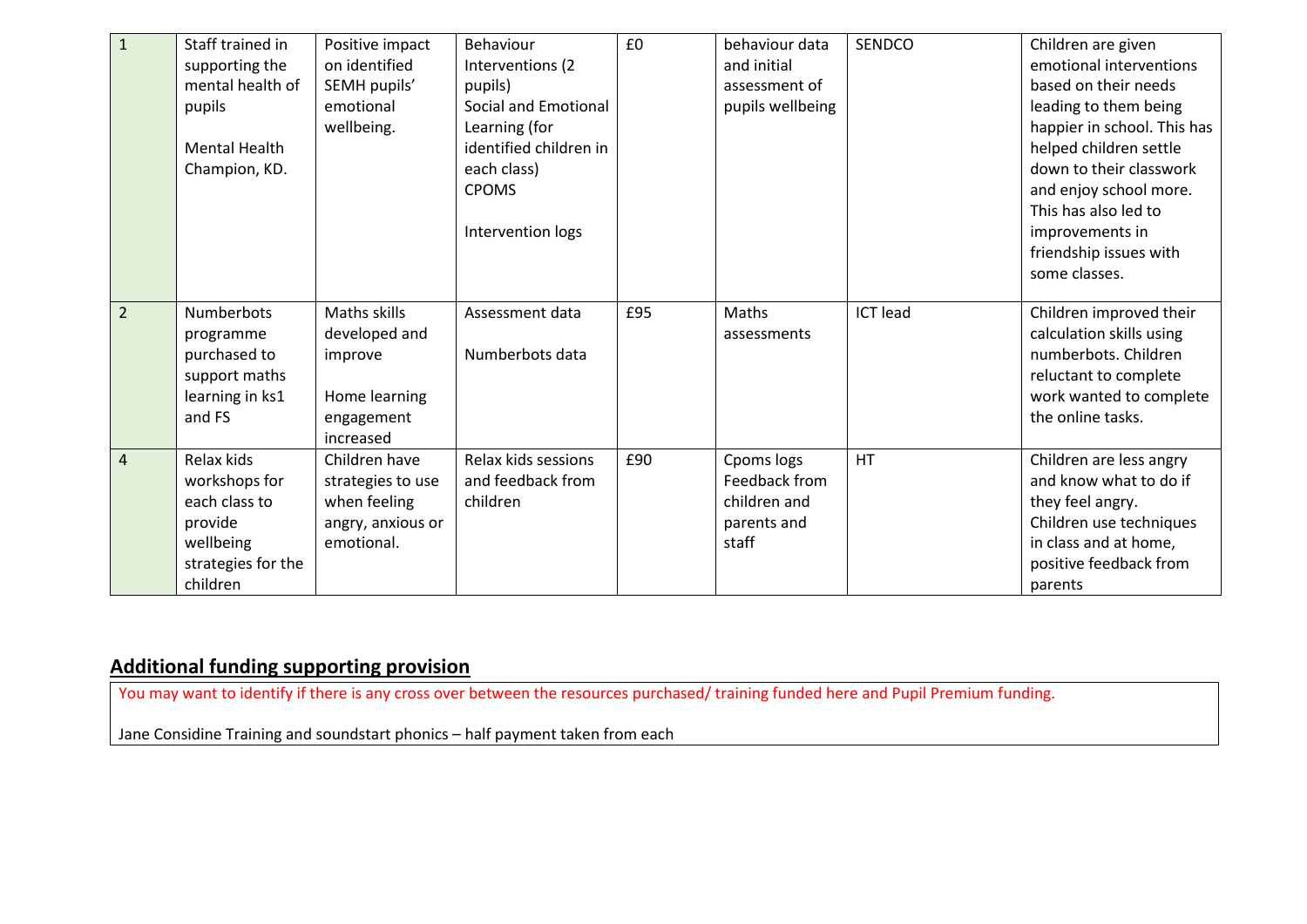| | | | | | | | |
|---|---|---|---|---|---|---|---|
| 1 | Staff trained in supporting the mental health of pupils<br><br>Mental Health Champion, KD. | Positive impact on identified SEMH pupils' emotional wellbeing. | Behaviour Interventions (2 pupils)<br>Social and Emotional Learning (for identified children in each class)<br>CPOMS<br><br>Intervention logs | £0 | behaviour data and initial assessment of pupils wellbeing | SENDCO | Children are given emotional interventions based on their needs leading to them being happier in school. This has helped children settle down to their classwork and enjoy school more. This has also led to improvements in friendship issues with some classes. |
| 2 | Numberbots programme purchased to support maths learning in ks1 and FS | Maths skills developed and improve<br><br>Home learning engagement increased | Assessment data<br><br>Numberbots data | £95 | Maths assessments | ICT lead | Children improved their calculation skills using numberbots. Children reluctant to complete work wanted to complete the online tasks. |
| 4 | Relax kids workshops for each class to provide wellbeing strategies for the children | Children have strategies to use when feeling angry, anxious or emotional. | Relax kids sessions and feedback from children | £90 | Cpoms logs<br>Feedback from children and parents and staff | HT | Children are less angry and know what to do if they feel angry.<br>Children use techniques in class and at home, positive feedback from parents |

## Additional funding supporting provision

You may want to identify if there is any cross over between the resources purchased/ training funded here and Pupil Premium funding.

Jane Considine Training and soundstart phonics – half payment taken from each